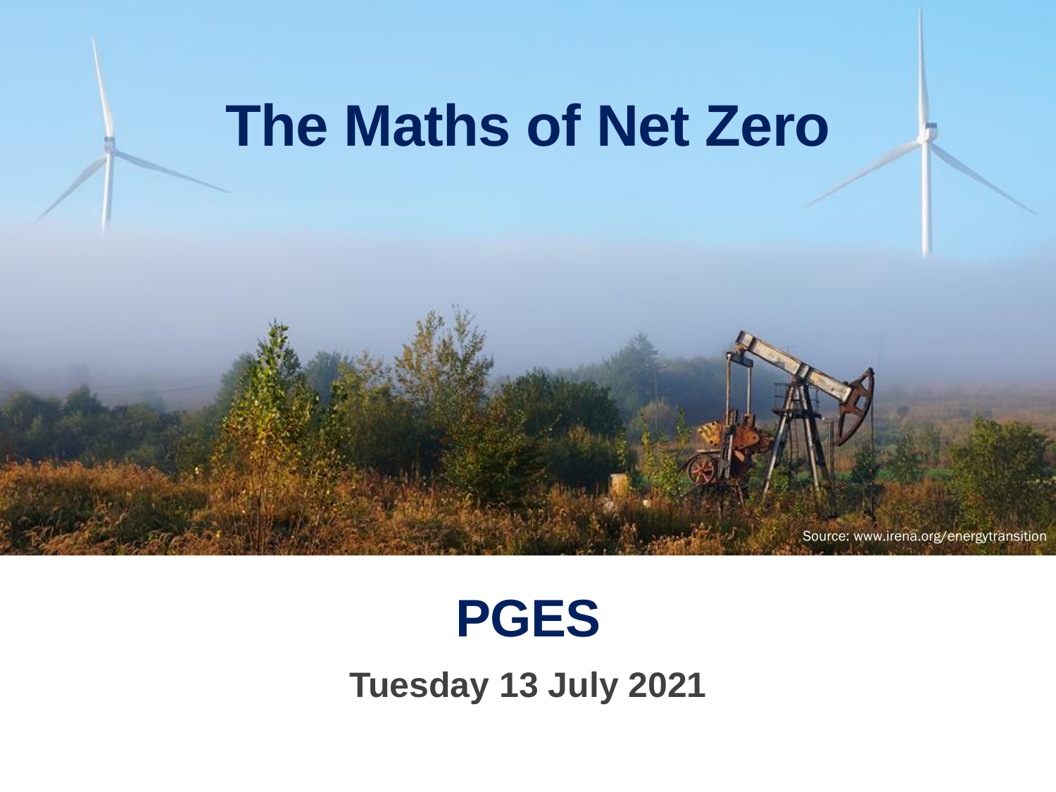# The Maths of Net Zero

Source: www.irena.org/energytransition

## PGES

### Tuesday 13 July 2021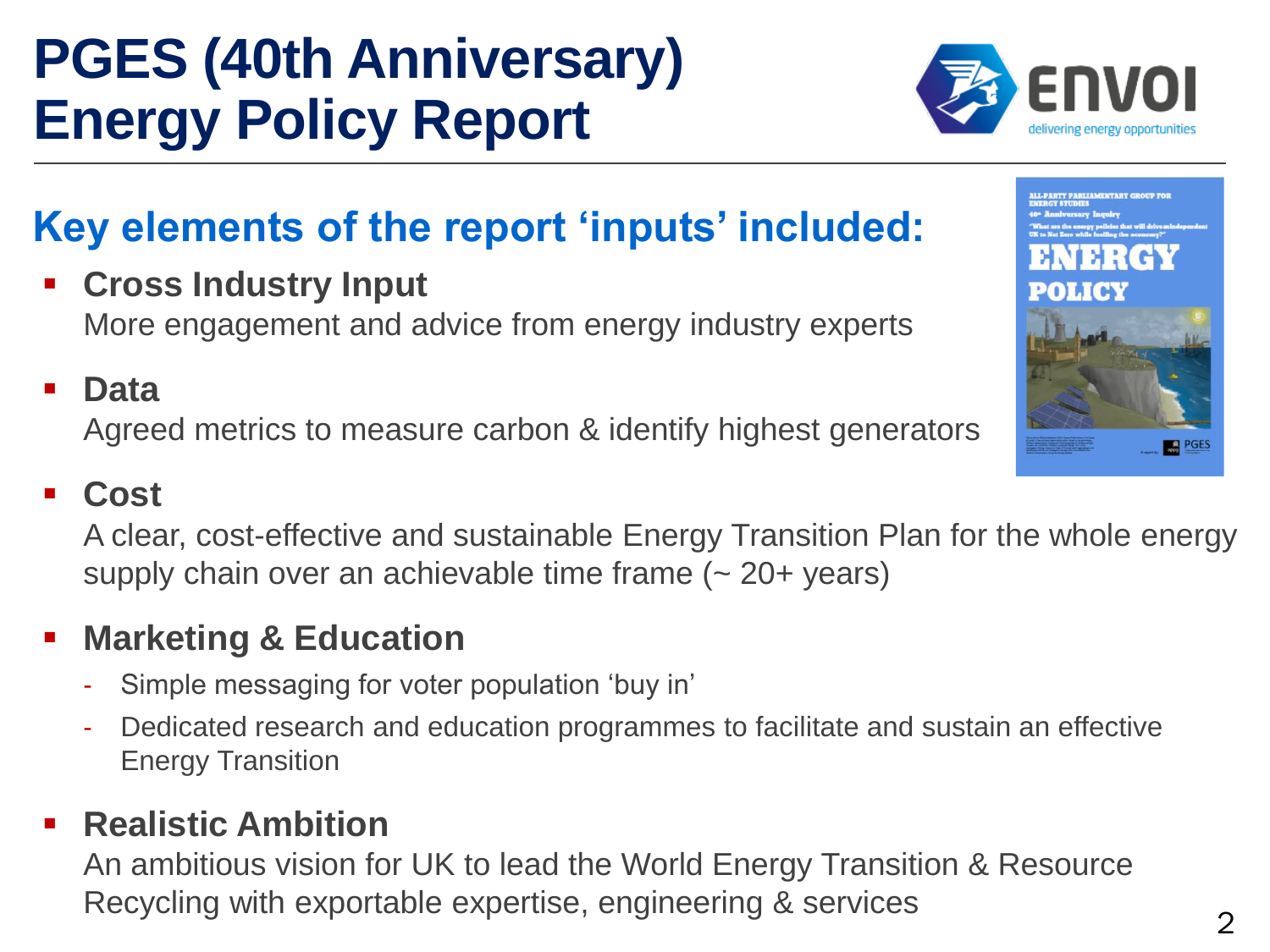# PGES (40th Anniversary) Energy Policy Report

## Key elements of the report 'inputs' included:

- **Cross Industry Input**
  More engagement and advice from energy industry experts
- **Data**
  Agreed metrics to measure carbon & identify highest generators
- **Cost**
  A clear, cost-effective and sustainable Energy Transition Plan for the whole energy supply chain over an achievable time frame (~ 20+ years)
- **Marketing & Education**
  - Simple messaging for voter population 'buy in'
  - Dedicated research and education programmes to facilitate and sustain an effective Energy Transition
- **Realistic Ambition**
  An ambitious vision for UK to lead the World Energy Transition & Resource Recycling with exportable expertise, engineering & services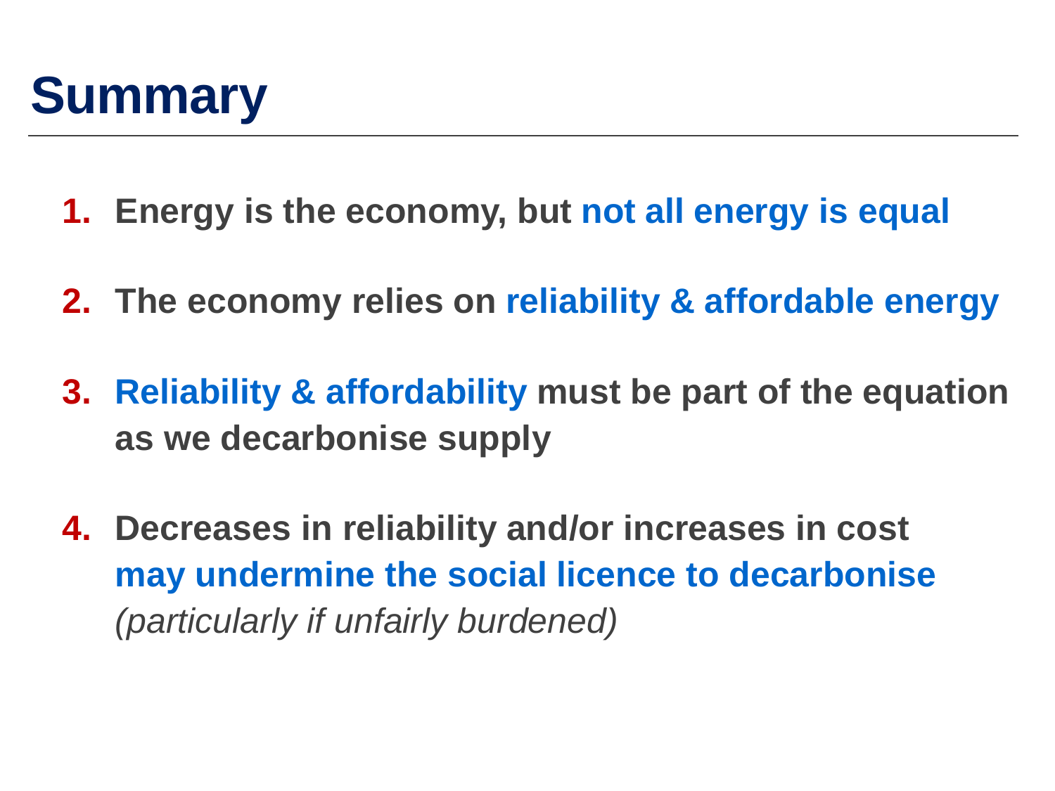# Summary

1. **Energy is the economy, but not all energy is equal**

2. **The economy relies on reliability & affordable energy**

3. **Reliability & affordability must be part of the equation as we decarbonise supply**

4. **Decreases in reliability and/or increases in cost may undermine the social licence to decarbonise** *(particularly if unfairly burdened)*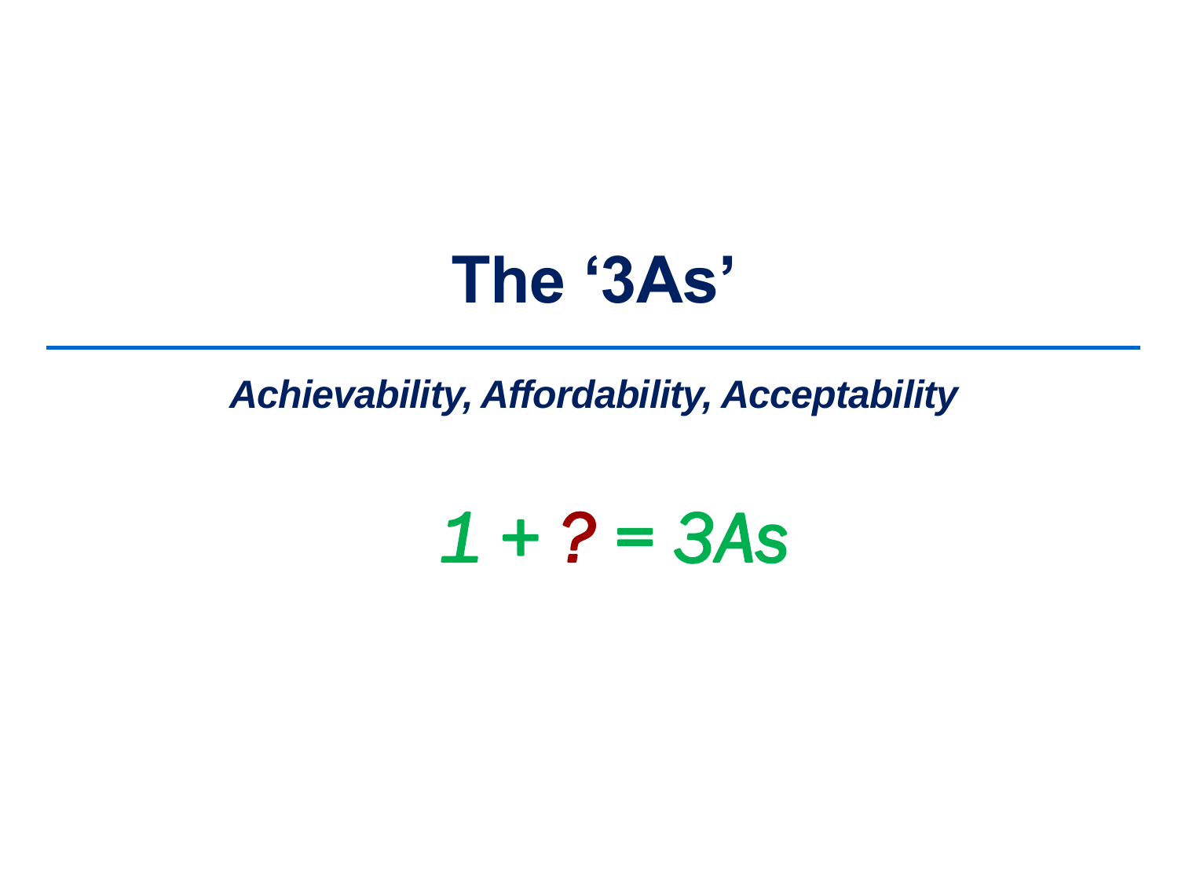# The ‘3As’

*Achievability, Affordability, Acceptability*

*1 + ? = 3As*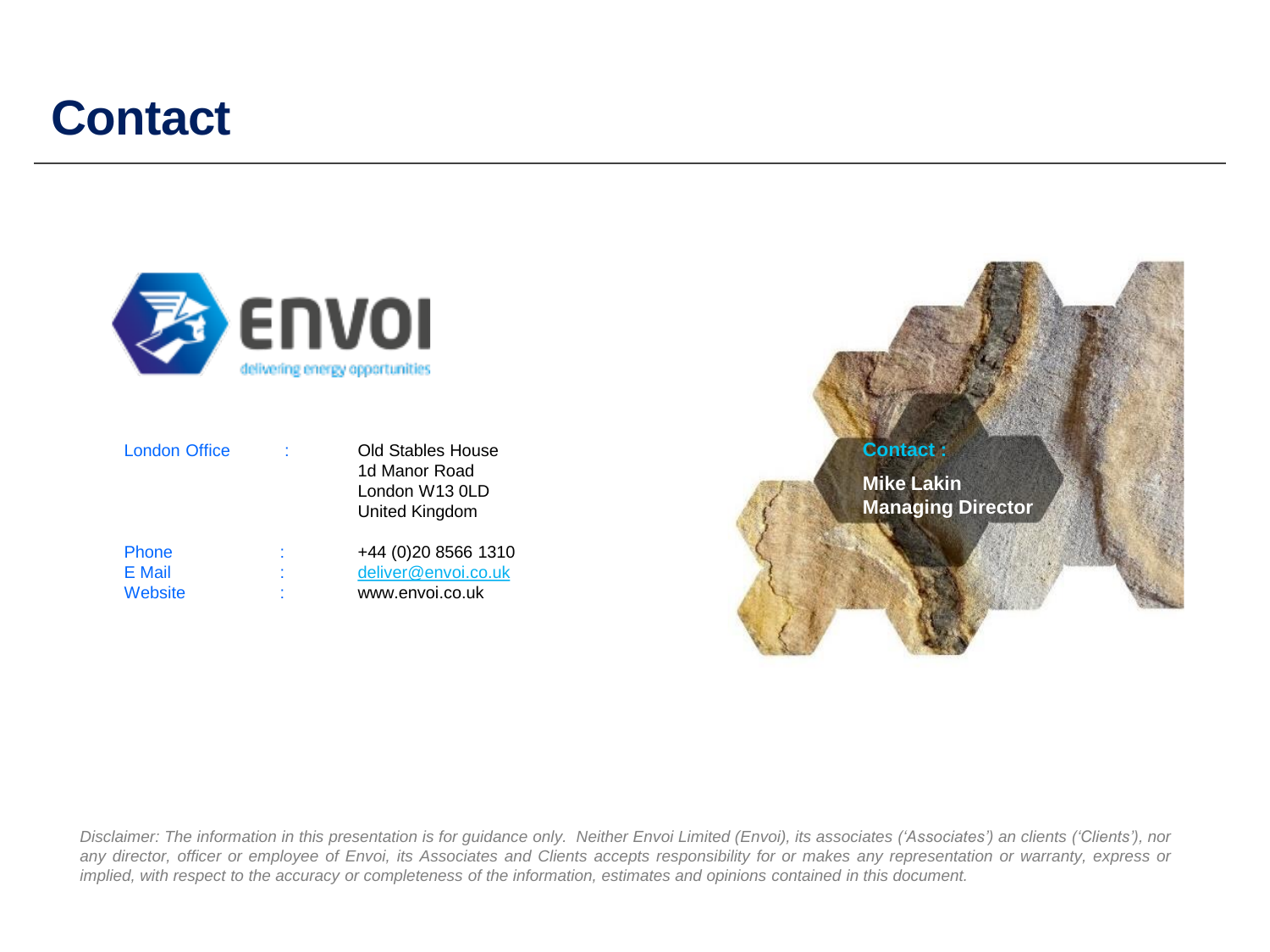# Contact

ENVOI

delivering energy opportunities

| | | |
|---|---|---|
| London Office | : | Old Stables House<br>1d Manor Road<br>London W13 0LD<br>United Kingdom |
| Phone | : | +44 (0)20 8566 1310 |
| E Mail | : | deliver@envoi.co.uk |
| Website | : | www.envoi.co.uk |

**Contact :**

**Mike Lakin**
**Managing Director**

*Disclaimer: The information in this presentation is for guidance only. Neither Envoi Limited (Envoi), its associates ('Associates') an clients ('Clients'), nor any director, officer or employee of Envoi, its Associates and Clients accepts responsibility for or makes any representation or warranty, express or implied, with respect to the accuracy or completeness of the information, estimates and opinions contained in this document.*